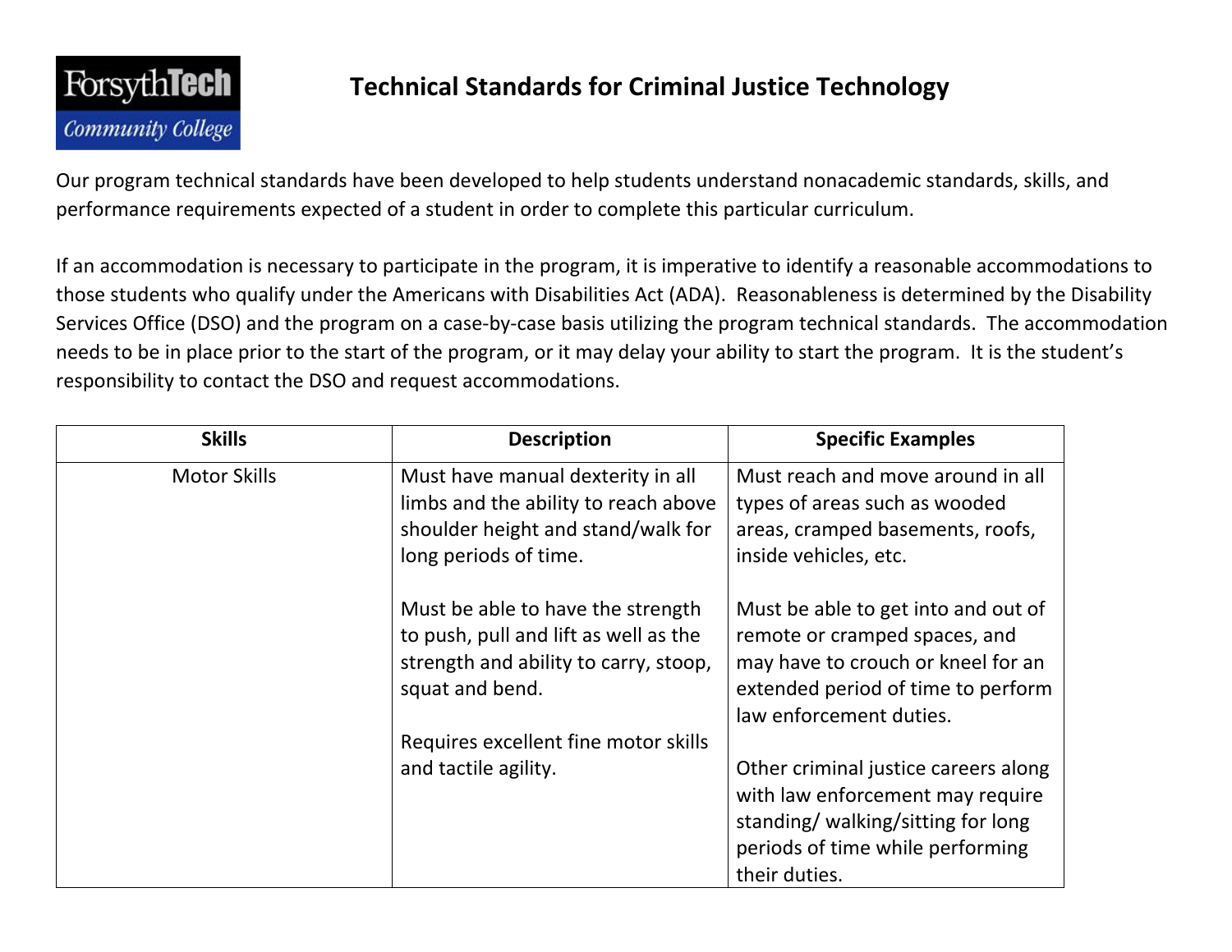# Technical Standards for Criminal Justice Technology

Our program technical standards have been developed to help students understand nonacademic standards, skills, and performance requirements expected of a student in order to complete this particular curriculum.

If an accommodation is necessary to participate in the program, it is imperative to identify a reasonable accommodations to those students who qualify under the Americans with Disabilities Act (ADA). Reasonableness is determined by the Disability Services Office (DSO) and the program on a case-by-case basis utilizing the program technical standards. The accommodation needs to be in place prior to the start of the program, or it may delay your ability to start the program. It is the student's responsibility to contact the DSO and request accommodations.

| Skills | Description | Specific Examples |
| --- | --- | --- |
| Motor Skills | Must have manual dexterity in all limbs and the ability to reach above shoulder height and stand/walk for long periods of time.<br><br>Must be able to have the strength to push, pull and lift as well as the strength and ability to carry, stoop, squat and bend.<br><br>Requires excellent fine motor skills and tactile agility. | Must reach and move around in all types of areas such as wooded areas, cramped basements, roofs, inside vehicles, etc.<br><br>Must be able to get into and out of remote or cramped spaces, and may have to crouch or kneel for an extended period of time to perform law enforcement duties.<br><br>Other criminal justice careers along with law enforcement may require standing/ walking/sitting for long periods of time while performing their duties. |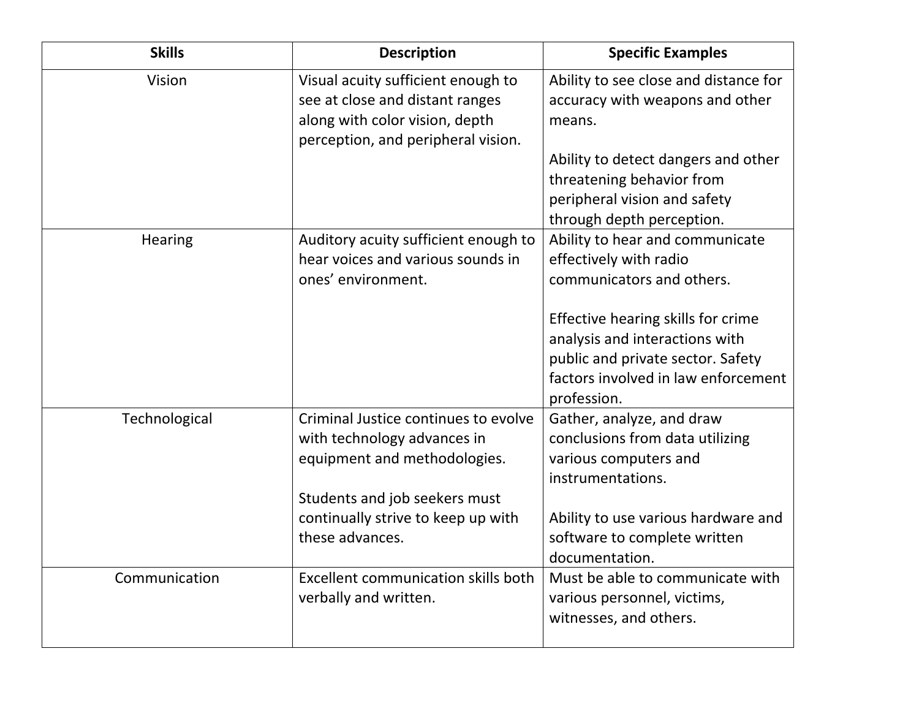| Skills | Description | Specific Examples |
| --- | --- | --- |
| Vision | Visual acuity sufficient enough to see at close and distant ranges along with color vision, depth perception, and peripheral vision. | Ability to see close and distance for accuracy with weapons and other means.<br><br>Ability to detect dangers and other threatening behavior from peripheral vision and safety through depth perception. |
| Hearing | Auditory acuity sufficient enough to hear voices and various sounds in ones' environment. | Ability to hear and communicate effectively with radio communicators and others.<br><br>Effective hearing skills for crime analysis and interactions with public and private sector. Safety factors involved in law enforcement profession. |
| Technological | Criminal Justice continues to evolve with technology advances in equipment and methodologies.<br><br>Students and job seekers must continually strive to keep up with these advances. | Gather, analyze, and draw conclusions from data utilizing various computers and instrumentations.<br><br>Ability to use various hardware and software to complete written documentation. |
| Communication | Excellent communication skills both verbally and written. | Must be able to communicate with various personnel, victims, witnesses, and others. |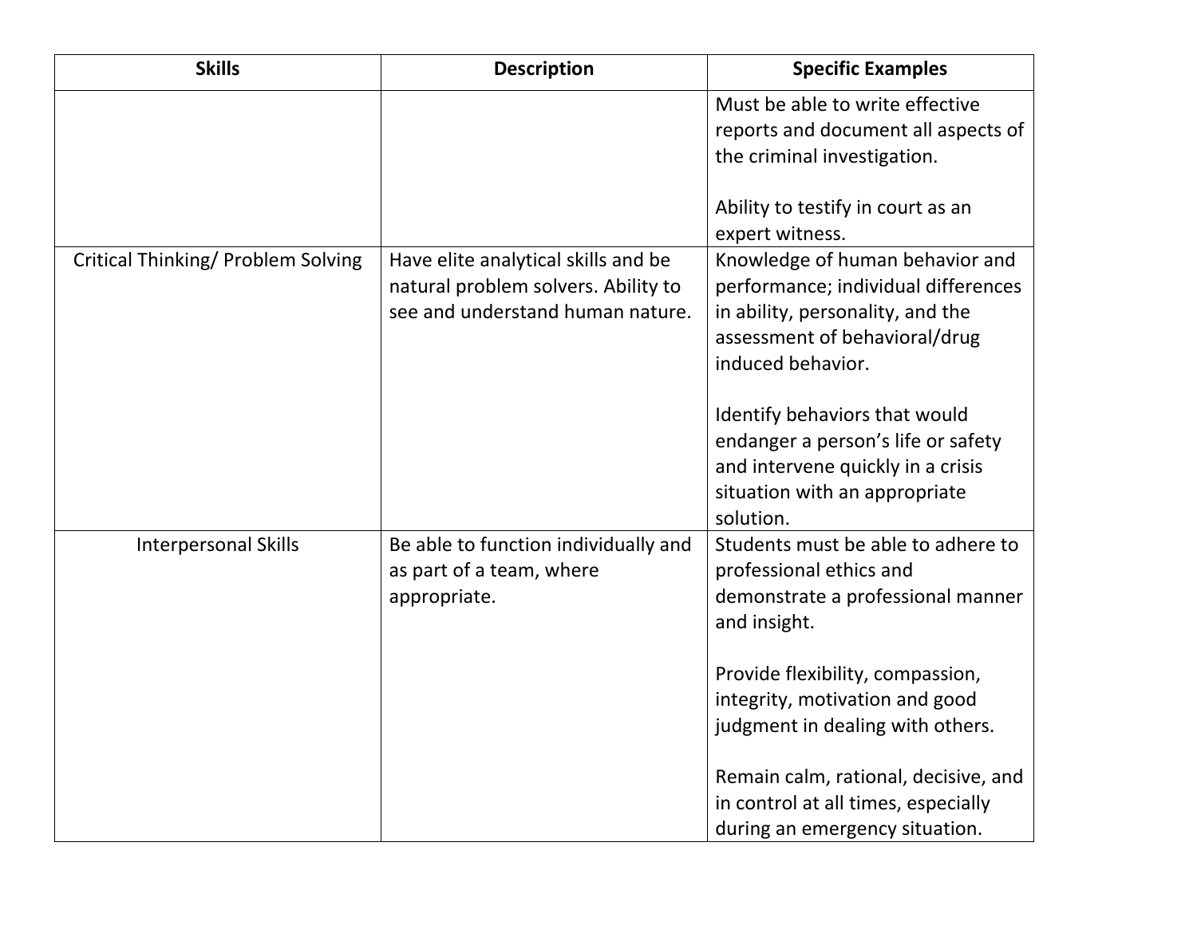| Skills | Description | Specific Examples |
| --- | --- | --- |
| | | Must be able to write effective reports and document all aspects of the criminal investigation.<br><br>Ability to testify in court as an expert witness. |
| Critical Thinking/ Problem Solving | Have elite analytical skills and be natural problem solvers. Ability to see and understand human nature. | Knowledge of human behavior and performance; individual differences in ability, personality, and the assessment of behavioral/drug induced behavior.<br><br>Identify behaviors that would endanger a person's life or safety and intervene quickly in a crisis situation with an appropriate solution. |
| Interpersonal Skills | Be able to function individually and as part of a team, where appropriate. | Students must be able to adhere to professional ethics and demonstrate a professional manner and insight.<br><br>Provide flexibility, compassion, integrity, motivation and good judgment in dealing with others.<br><br>Remain calm, rational, decisive, and in control at all times, especially during an emergency situation. |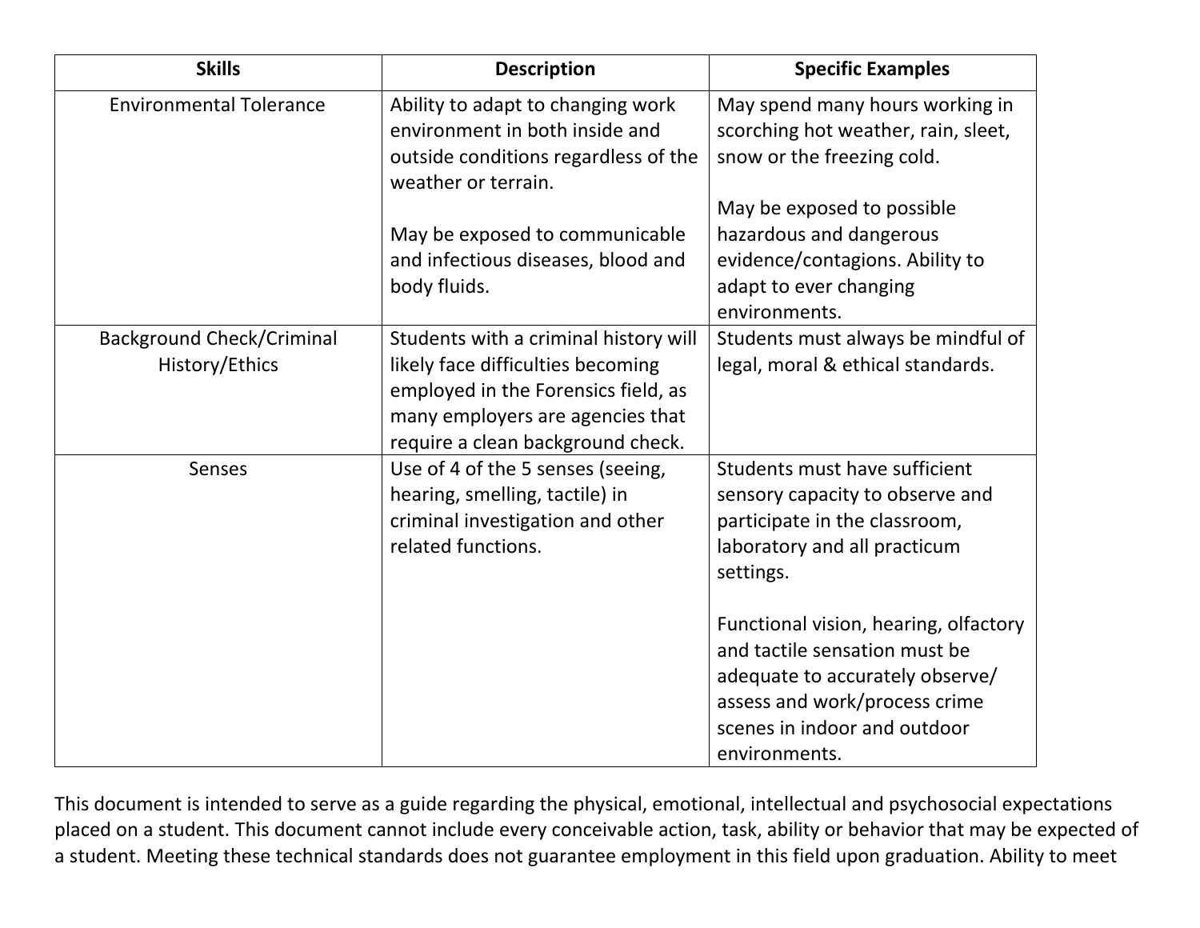| Skills | Description | Specific Examples |
|---|---|---|
| Environmental Tolerance | Ability to adapt to changing work environment in both inside and outside conditions regardless of the weather or terrain.<br><br>May be exposed to communicable and infectious diseases, blood and body fluids. | May spend many hours working in scorching hot weather, rain, sleet, snow or the freezing cold.<br><br>May be exposed to possible hazardous and dangerous evidence/contagions. Ability to adapt to ever changing environments. |
| Background Check/Criminal History/Ethics | Students with a criminal history will likely face difficulties becoming employed in the Forensics field, as many employers are agencies that require a clean background check. | Students must always be mindful of legal, moral & ethical standards. |
| Senses | Use of 4 of the 5 senses (seeing, hearing, smelling, tactile) in criminal investigation and other related functions. | Students must have sufficient sensory capacity to observe and participate in the classroom, laboratory and all practicum settings.<br><br>Functional vision, hearing, olfactory and tactile sensation must be adequate to accurately observe/ assess and work/process crime scenes in indoor and outdoor environments. |

This document is intended to serve as a guide regarding the physical, emotional, intellectual and psychosocial expectations placed on a student. This document cannot include every conceivable action, task, ability or behavior that may be expected of a student. Meeting these technical standards does not guarantee employment in this field upon graduation. Ability to meet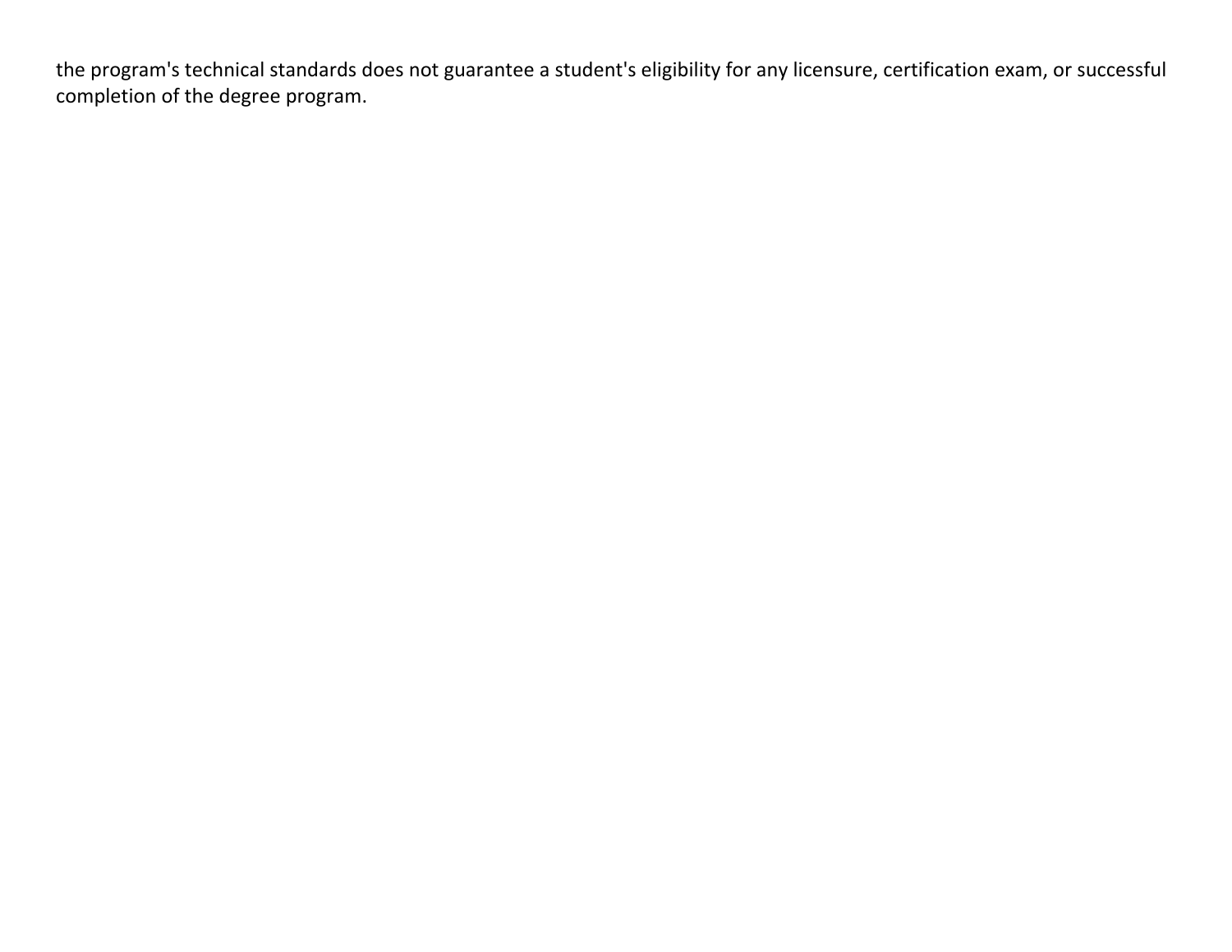the program's technical standards does not guarantee a student's eligibility for any licensure, certification exam, or successful completion of the degree program.